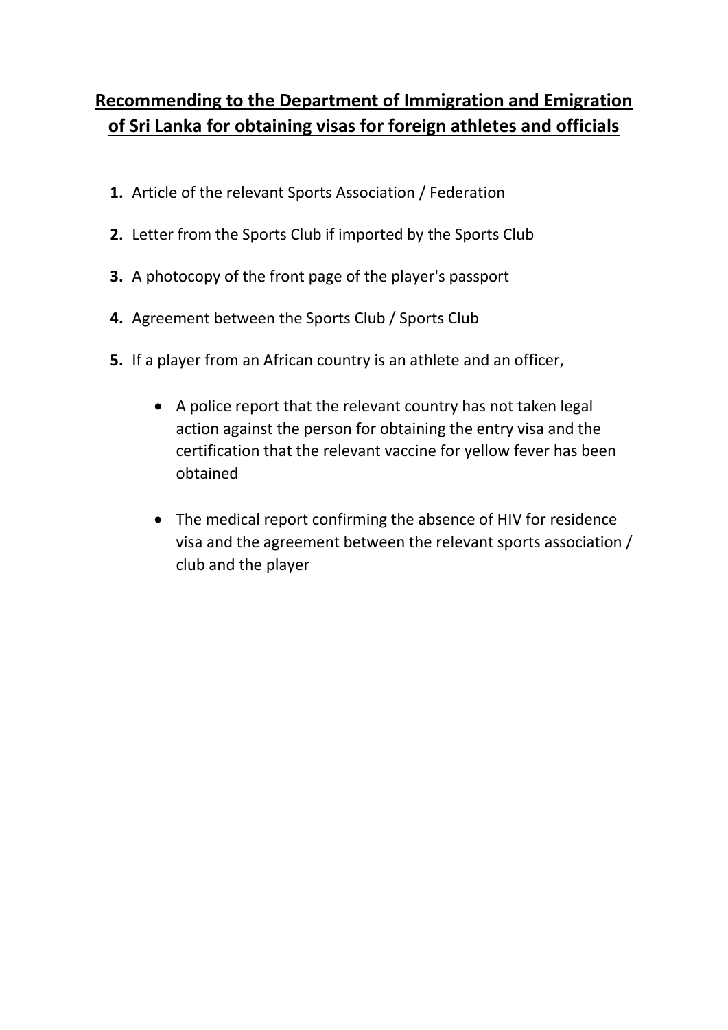# Recommending to the Department of Immigration and Emigration of Sri Lanka for obtaining visas for foreign athletes and officials

1. Article of the relevant Sports Association / Federation
2. Letter from the Sports Club if imported by the Sports Club
3. A photocopy of the front page of the player's passport
4. Agreement between the Sports Club / Sports Club
5. If a player from an African country is an athlete and an officer,
   - A police report that the relevant country has not taken legal action against the person for obtaining the entry visa and the certification that the relevant vaccine for yellow fever has been obtained
   - The medical report confirming the absence of HIV for residence visa and the agreement between the relevant sports association / club and the player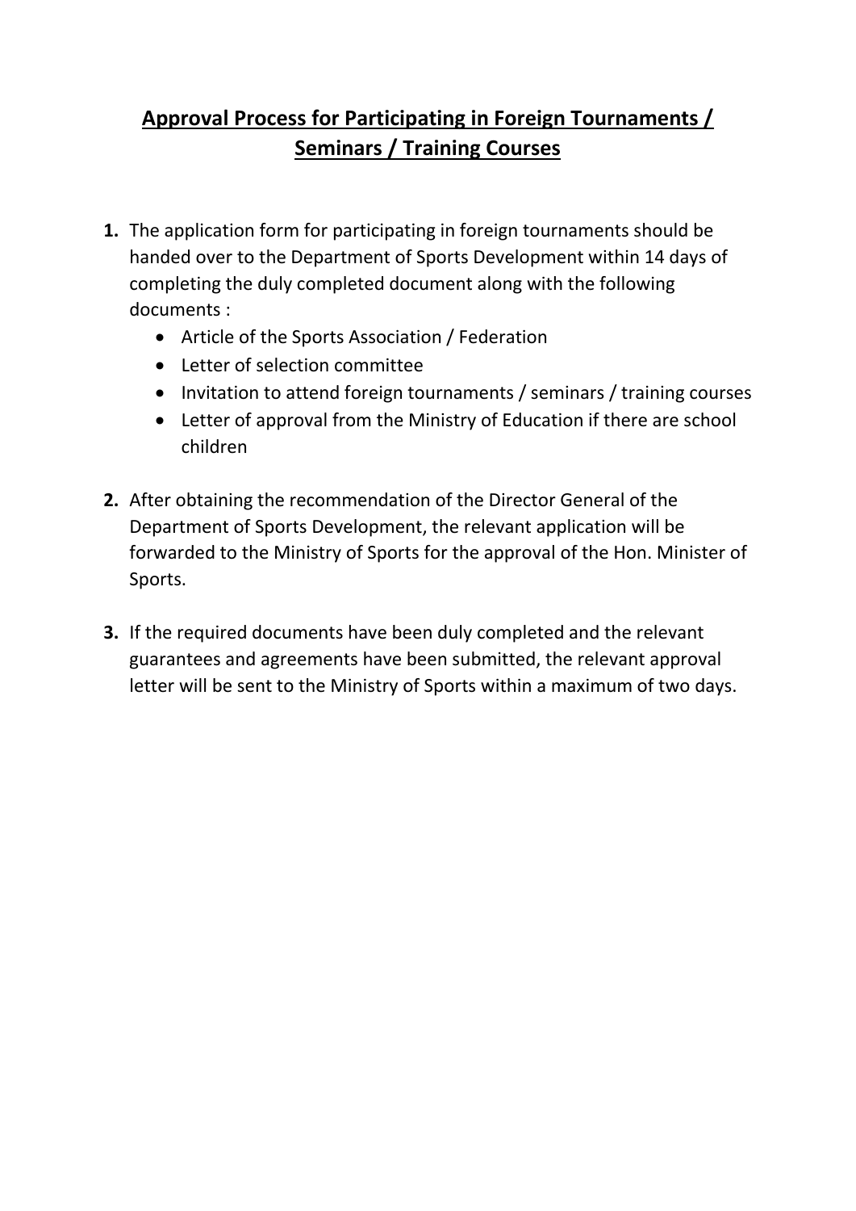# Approval Process for Participating in Foreign Tournaments / Seminars / Training Courses

1. The application form for participating in foreign tournaments should be handed over to the Department of Sports Development within 14 days of completing the duly completed document along with the following documents :
    - Article of the Sports Association / Federation
    - Letter of selection committee
    - Invitation to attend foreign tournaments / seminars / training courses
    - Letter of approval from the Ministry of Education if there are school children

2. After obtaining the recommendation of the Director General of the Department of Sports Development, the relevant application will be forwarded to the Ministry of Sports for the approval of the Hon. Minister of Sports.

3. If the required documents have been duly completed and the relevant guarantees and agreements have been submitted, the relevant approval letter will be sent to the Ministry of Sports within a maximum of two days.